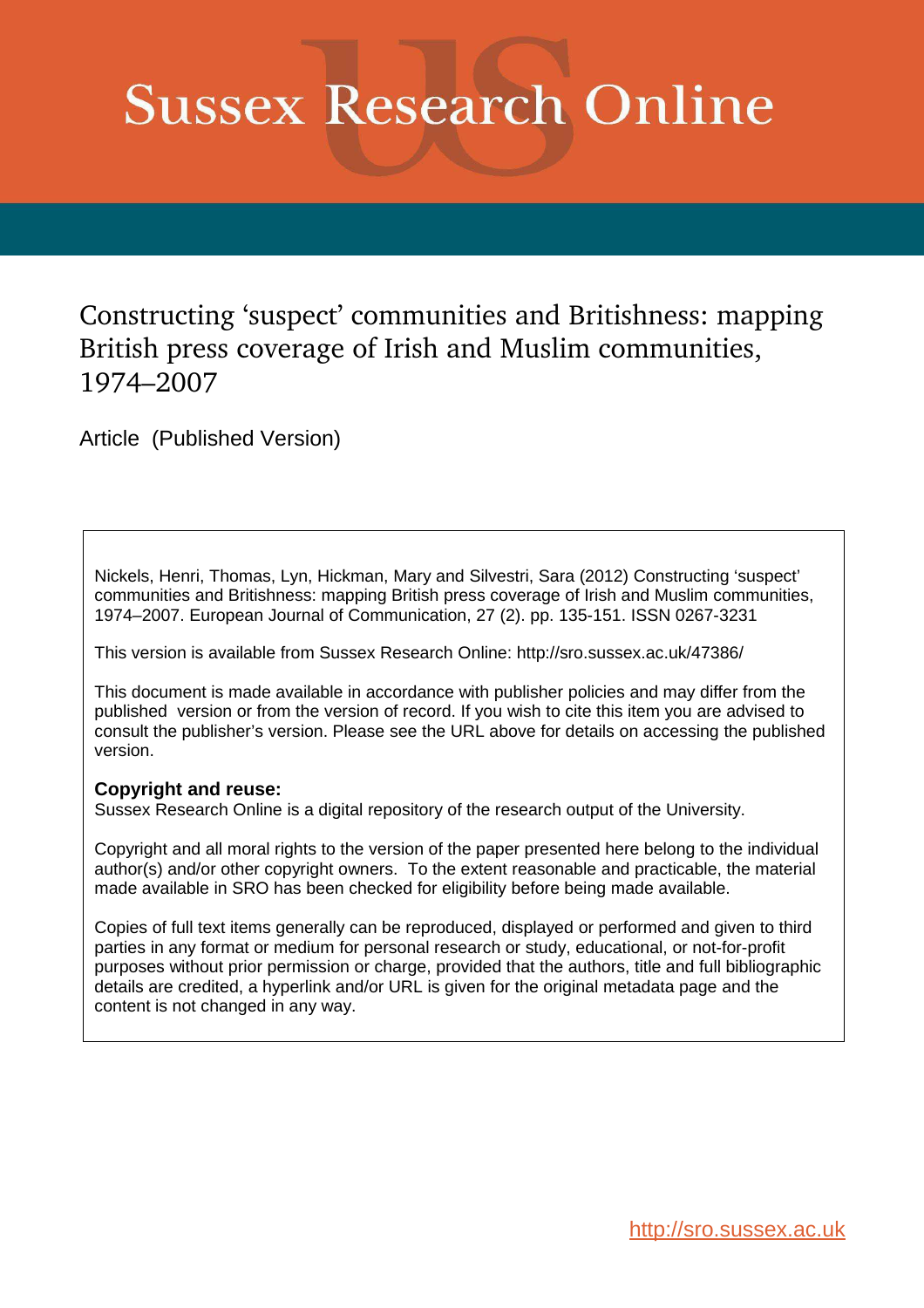# Sussex Research Online

## Constructing 'suspect' communities and Britishness: mapping British press coverage of Irish and Muslim communities, 1974–2007

Article (Published Version)

Nickels, Henri, Thomas, Lyn, Hickman, Mary and Silvestri, Sara (2012) Constructing 'suspect' communities and Britishness: mapping British press coverage of Irish and Muslim communities, 1974–2007. European Journal of Communication, 27 (2). pp. 135-151. ISSN 0267-3231

This version is available from Sussex Research Online: http://sro.sussex.ac.uk/47386/

This document is made available in accordance with publisher policies and may differ from the published version or from the version of record. If you wish to cite this item you are advised to consult the publisher's version. Please see the URL above for details on accessing the published version.

**Copyright and reuse:**
Sussex Research Online is a digital repository of the research output of the University.

Copyright and all moral rights to the version of the paper presented here belong to the individual author(s) and/or other copyright owners. To the extent reasonable and practicable, the material made available in SRO has been checked for eligibility before being made available.

Copies of full text items generally can be reproduced, displayed or performed and given to third parties in any format or medium for personal research or study, educational, or not-for-profit purposes without prior permission or charge, provided that the authors, title and full bibliographic details are credited, a hyperlink and/or URL is given for the original metadata page and the content is not changed in any way.

http://sro.sussex.ac.uk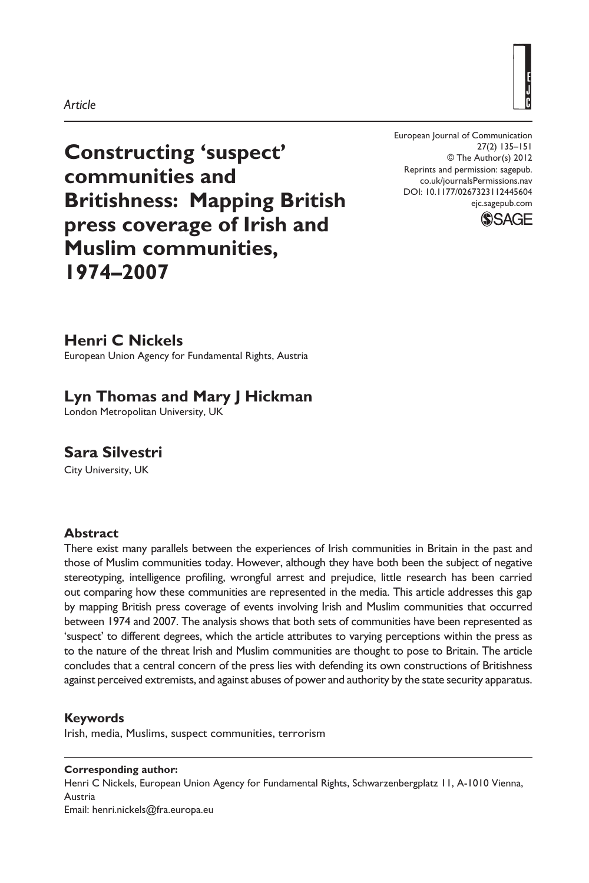*Article*

# Constructing 'suspect' communities and Britishness: Mapping British press coverage of Irish and Muslim communities, 1974–2007

European Journal of Communication
27(2) 135–151
© The Author(s) 2012
Reprints and permission: sagepub.co.uk/journalsPermissions.nav
DOI: 10.1177/0267323112445604
ejc.sagepub.com

**Henri C Nickels**
European Union Agency for Fundamental Rights, Austria

**Lyn Thomas and Mary J Hickman**
London Metropolitan University, UK

**Sara Silvestri**
City University, UK

### Abstract

There exist many parallels between the experiences of Irish communities in Britain in the past and those of Muslim communities today. However, although they have both been the subject of negative stereotyping, intelligence profiling, wrongful arrest and prejudice, little research has been carried out comparing how these communities are represented in the media. This article addresses this gap by mapping British press coverage of events involving Irish and Muslim communities that occurred between 1974 and 2007. The analysis shows that both sets of communities have been represented as 'suspect' to different degrees, which the article attributes to varying perceptions within the press as to the nature of the threat Irish and Muslim communities are thought to pose to Britain. The article concludes that a central concern of the press lies with defending its own constructions of Britishness against perceived extremists, and against abuses of power and authority by the state security apparatus.

### Keywords

Irish, media, Muslims, suspect communities, terrorism

**Corresponding author:**
Henri C Nickels, European Union Agency for Fundamental Rights, Schwarzenbergplatz 11, A-1010 Vienna, Austria
Email: henri.nickels@fra.europa.eu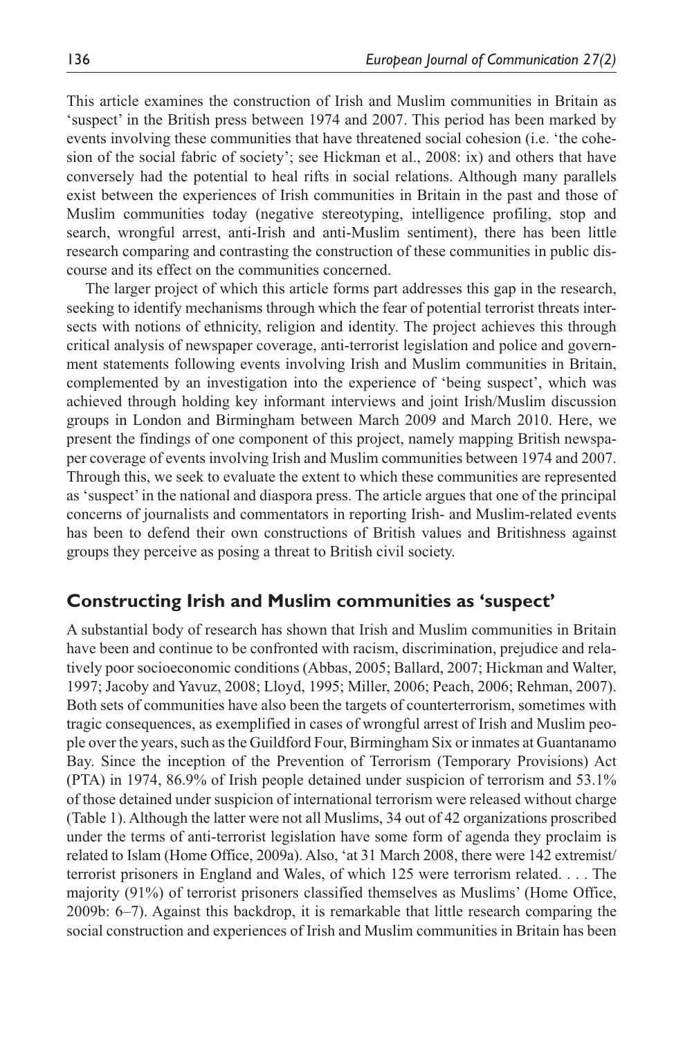This article examines the construction of Irish and Muslim communities in Britain as 'suspect' in the British press between 1974 and 2007. This period has been marked by events involving these communities that have threatened social cohesion (i.e. 'the cohesion of the social fabric of society'; see Hickman et al., 2008: ix) and others that have conversely had the potential to heal rifts in social relations. Although many parallels exist between the experiences of Irish communities in Britain in the past and those of Muslim communities today (negative stereotyping, intelligence profiling, stop and search, wrongful arrest, anti-Irish and anti-Muslim sentiment), there has been little research comparing and contrasting the construction of these communities in public discourse and its effect on the communities concerned.

The larger project of which this article forms part addresses this gap in the research, seeking to identify mechanisms through which the fear of potential terrorist threats intersects with notions of ethnicity, religion and identity. The project achieves this through critical analysis of newspaper coverage, anti-terrorist legislation and police and government statements following events involving Irish and Muslim communities in Britain, complemented by an investigation into the experience of 'being suspect', which was achieved through holding key informant interviews and joint Irish/Muslim discussion groups in London and Birmingham between March 2009 and March 2010. Here, we present the findings of one component of this project, namely mapping British newspaper coverage of events involving Irish and Muslim communities between 1974 and 2007. Through this, we seek to evaluate the extent to which these communities are represented as 'suspect' in the national and diaspora press. The article argues that one of the principal concerns of journalists and commentators in reporting Irish- and Muslim-related events has been to defend their own constructions of British values and Britishness against groups they perceive as posing a threat to British civil society.

## Constructing Irish and Muslim communities as 'suspect'

A substantial body of research has shown that Irish and Muslim communities in Britain have been and continue to be confronted with racism, discrimination, prejudice and relatively poor socioeconomic conditions (Abbas, 2005; Ballard, 2007; Hickman and Walter, 1997; Jacoby and Yavuz, 2008; Lloyd, 1995; Miller, 2006; Peach, 2006; Rehman, 2007). Both sets of communities have also been the targets of counterterrorism, sometimes with tragic consequences, as exemplified in cases of wrongful arrest of Irish and Muslim people over the years, such as the Guildford Four, Birmingham Six or inmates at Guantanamo Bay. Since the inception of the Prevention of Terrorism (Temporary Provisions) Act (PTA) in 1974, 86.9% of Irish people detained under suspicion of terrorism and 53.1% of those detained under suspicion of international terrorism were released without charge (Table 1). Although the latter were not all Muslims, 34 out of 42 organizations proscribed under the terms of anti-terrorist legislation have some form of agenda they proclaim is related to Islam (Home Office, 2009a). Also, 'at 31 March 2008, there were 142 extremist/ terrorist prisoners in England and Wales, of which 125 were terrorism related. . . . The majority (91%) of terrorist prisoners classified themselves as Muslims' (Home Office, 2009b: 6–7). Against this backdrop, it is remarkable that little research comparing the social construction and experiences of Irish and Muslim communities in Britain has been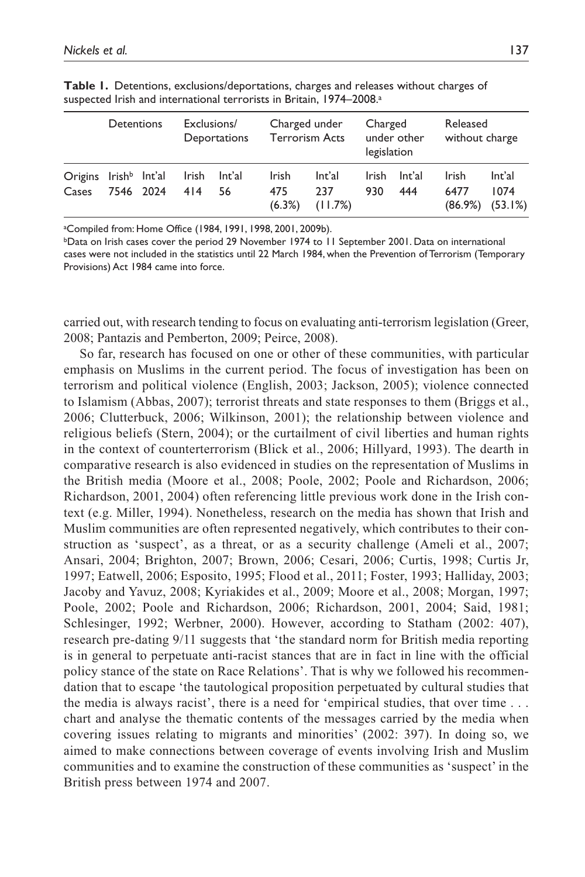**Table 1.** Detentions, exclusions/deportations, charges and releases without charges of suspected Irish and international terrorists in Britain, 1974–2008.[a]

| | Detentions | | Exclusions/ Deportations | | Charged under Terrorism Acts | | Charged under other legislation | | Released without charge | |
|---|---|---|---|---|---|---|---|---|---|---|
| Origins | Irish[b] | Int'al | Irish | Int'al | Irish | Int'al | Irish | Int'al | Irish | Int'al |
| Cases | 7546 | 2024 | 414 | 56 | 475 (6.3%) | 237 (11.7%) | 930 | 444 | 6477 (86.9%) | 1074 (53.1%) |

[a]Compiled from: Home Office (1984, 1991, 1998, 2001, 2009b).

[b]Data on Irish cases cover the period 29 November 1974 to 11 September 2001. Data on international cases were not included in the statistics until 22 March 1984, when the Prevention of Terrorism (Temporary Provisions) Act 1984 came into force.

carried out, with research tending to focus on evaluating anti-terrorism legislation (Greer, 2008; Pantazis and Pemberton, 2009; Peirce, 2008).

So far, research has focused on one or other of these communities, with particular emphasis on Muslims in the current period. The focus of investigation has been on terrorism and political violence (English, 2003; Jackson, 2005); violence connected to Islamism (Abbas, 2007); terrorist threats and state responses to them (Briggs et al., 2006; Clutterbuck, 2006; Wilkinson, 2001); the relationship between violence and religious beliefs (Stern, 2004); or the curtailment of civil liberties and human rights in the context of counterterrorism (Blick et al., 2006; Hillyard, 1993). The dearth in comparative research is also evidenced in studies on the representation of Muslims in the British media (Moore et al., 2008; Poole, 2002; Poole and Richardson, 2006; Richardson, 2001, 2004) often referencing little previous work done in the Irish context (e.g. Miller, 1994). Nonetheless, research on the media has shown that Irish and Muslim communities are often represented negatively, which contributes to their construction as 'suspect', as a threat, or as a security challenge (Ameli et al., 2007; Ansari, 2004; Brighton, 2007; Brown, 2006; Cesari, 2006; Curtis, 1998; Curtis Jr, 1997; Eatwell, 2006; Esposito, 1995; Flood et al., 2011; Foster, 1993; Halliday, 2003; Jacoby and Yavuz, 2008; Kyriakides et al., 2009; Moore et al., 2008; Morgan, 1997; Poole, 2002; Poole and Richardson, 2006; Richardson, 2001, 2004; Said, 1981; Schlesinger, 1992; Werbner, 2000). However, according to Statham (2002: 407), research pre-dating 9/11 suggests that 'the standard norm for British media reporting is in general to perpetuate anti-racist stances that are in fact in line with the official policy stance of the state on Race Relations'. That is why we followed his recommendation that to escape 'the tautological proposition perpetuated by cultural studies that the media is always racist', there is a need for 'empirical studies, that over time . . . chart and analyse the thematic contents of the messages carried by the media when covering issues relating to migrants and minorities' (2002: 397). In doing so, we aimed to make connections between coverage of events involving Irish and Muslim communities and to examine the construction of these communities as 'suspect' in the British press between 1974 and 2007.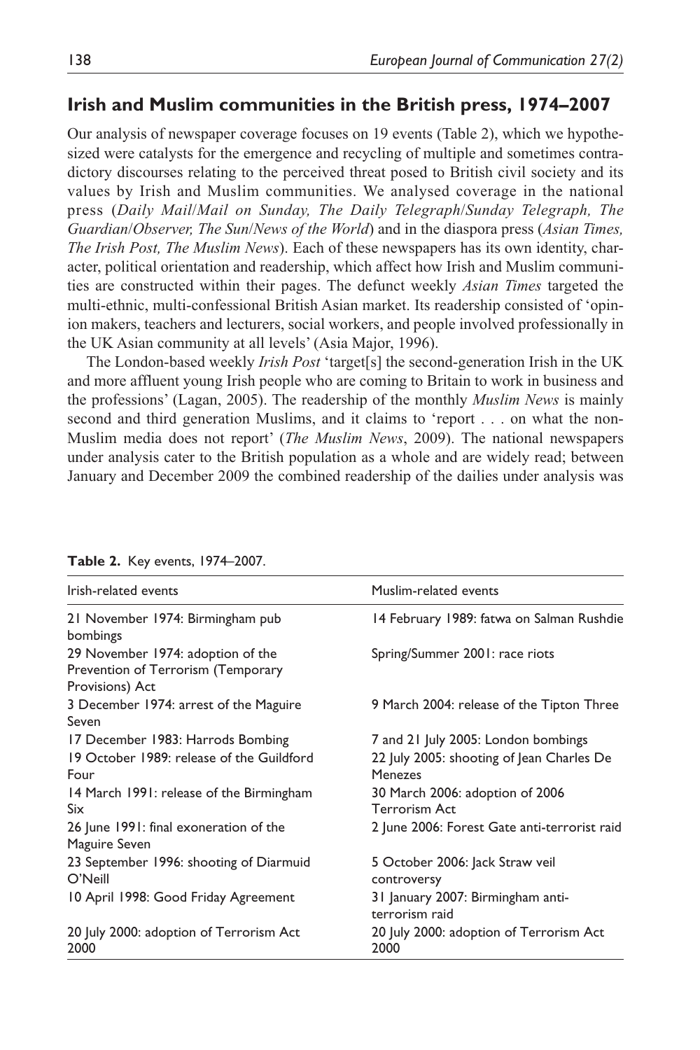## Irish and Muslim communities in the British press, 1974–2007

Our analysis of newspaper coverage focuses on 19 events (Table 2), which we hypothesized were catalysts for the emergence and recycling of multiple and sometimes contradictory discourses relating to the perceived threat posed to British civil society and its values by Irish and Muslim communities. We analysed coverage in the national press (*Daily Mail*/*Mail on Sunday, The Daily Telegraph*/*Sunday Telegraph, The Guardian*/*Observer, The Sun*/*News of the World*) and in the diaspora press (*Asian Times, The Irish Post, The Muslim News*). Each of these newspapers has its own identity, character, political orientation and readership, which affect how Irish and Muslim communities are constructed within their pages. The defunct weekly *Asian Times* targeted the multi-ethnic, multi-confessional British Asian market. Its readership consisted of 'opinion makers, teachers and lecturers, social workers, and people involved professionally in the UK Asian community at all levels' (Asia Major, 1996).

The London-based weekly *Irish Post* 'target[s] the second-generation Irish in the UK and more affluent young Irish people who are coming to Britain to work in business and the professions' (Lagan, 2005). The readership of the monthly *Muslim News* is mainly second and third generation Muslims, and it claims to 'report . . . on what the non-Muslim media does not report' (*The Muslim News*, 2009). The national newspapers under analysis cater to the British population as a whole and are widely read; between January and December 2009 the combined readership of the dailies under analysis was

**Table 2.** Key events, 1974–2007.

| Irish-related events | Muslim-related events |
|---|---|
| 21 November 1974: Birmingham pub bombings | 14 February 1989: fatwa on Salman Rushdie |
| 29 November 1974: adoption of the Prevention of Terrorism (Temporary Provisions) Act | Spring/Summer 2001: race riots |
| 3 December 1974: arrest of the Maguire Seven | 9 March 2004: release of the Tipton Three |
| 17 December 1983: Harrods Bombing | 7 and 21 July 2005: London bombings |
| 19 October 1989: release of the Guildford Four | 22 July 2005: shooting of Jean Charles De Menezes |
| 14 March 1991: release of the Birmingham Six | 30 March 2006: adoption of 2006 Terrorism Act |
| 26 June 1991: final exoneration of the Maguire Seven | 2 June 2006: Forest Gate anti-terrorist raid |
| 23 September 1996: shooting of Diarmuid O'Neill | 5 October 2006: Jack Straw veil controversy |
| 10 April 1998: Good Friday Agreement | 31 January 2007: Birmingham anti-terrorism raid |
| 20 July 2000: adoption of Terrorism Act 2000 | 20 July 2000: adoption of Terrorism Act 2000 |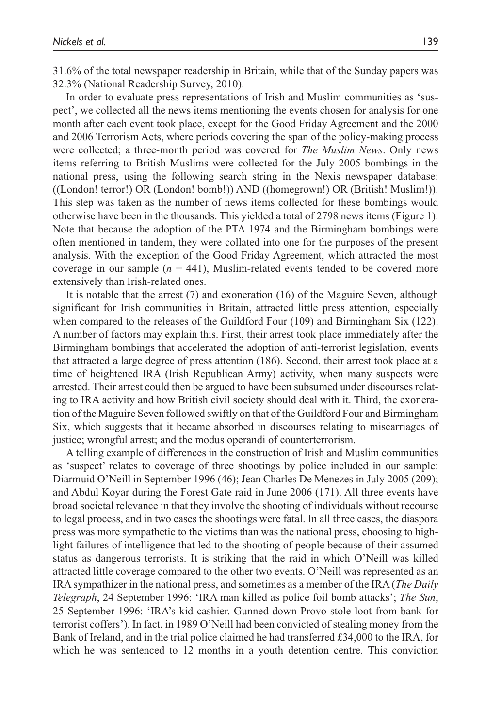31.6% of the total newspaper readership in Britain, while that of the Sunday papers was 32.3% (National Readership Survey, 2010).

In order to evaluate press representations of Irish and Muslim communities as 'suspect', we collected all the news items mentioning the events chosen for analysis for one month after each event took place, except for the Good Friday Agreement and the 2000 and 2006 Terrorism Acts, where periods covering the span of the policy-making process were collected; a three-month period was covered for *The Muslim News*. Only news items referring to British Muslims were collected for the July 2005 bombings in the national press, using the following search string in the Nexis newspaper database: ((London! terror!) OR (London! bomb!)) AND ((homegrown!) OR (British! Muslim!)). This step was taken as the number of news items collected for these bombings would otherwise have been in the thousands. This yielded a total of 2798 news items (Figure 1). Note that because the adoption of the PTA 1974 and the Birmingham bombings were often mentioned in tandem, they were collated into one for the purposes of the present analysis. With the exception of the Good Friday Agreement, which attracted the most coverage in our sample ($n$ = 441), Muslim-related events tended to be covered more extensively than Irish-related ones.

It is notable that the arrest (7) and exoneration (16) of the Maguire Seven, although significant for Irish communities in Britain, attracted little press attention, especially when compared to the releases of the Guildford Four (109) and Birmingham Six (122). A number of factors may explain this. First, their arrest took place immediately after the Birmingham bombings that accelerated the adoption of anti-terrorist legislation, events that attracted a large degree of press attention (186). Second, their arrest took place at a time of heightened IRA (Irish Republican Army) activity, when many suspects were arrested. Their arrest could then be argued to have been subsumed under discourses relating to IRA activity and how British civil society should deal with it. Third, the exoneration of the Maguire Seven followed swiftly on that of the Guildford Four and Birmingham Six, which suggests that it became absorbed in discourses relating to miscarriages of justice; wrongful arrest; and the modus operandi of counterterrorism.

A telling example of differences in the construction of Irish and Muslim communities as 'suspect' relates to coverage of three shootings by police included in our sample: Diarmuid O'Neill in September 1996 (46); Jean Charles De Menezes in July 2005 (209); and Abdul Koyar during the Forest Gate raid in June 2006 (171). All three events have broad societal relevance in that they involve the shooting of individuals without recourse to legal process, and in two cases the shootings were fatal. In all three cases, the diaspora press was more sympathetic to the victims than was the national press, choosing to highlight failures of intelligence that led to the shooting of people because of their assumed status as dangerous terrorists. It is striking that the raid in which O'Neill was killed attracted little coverage compared to the other two events. O'Neill was represented as an IRA sympathizer in the national press, and sometimes as a member of the IRA (*The Daily Telegraph*, 24 September 1996: 'IRA man killed as police foil bomb attacks'; *The Sun*, 25 September 1996: 'IRA's kid cashier. Gunned-down Provo stole loot from bank for terrorist coffers'). In fact, in 1989 O'Neill had been convicted of stealing money from the Bank of Ireland, and in the trial police claimed he had transferred £34,000 to the IRA, for which he was sentenced to 12 months in a youth detention centre. This conviction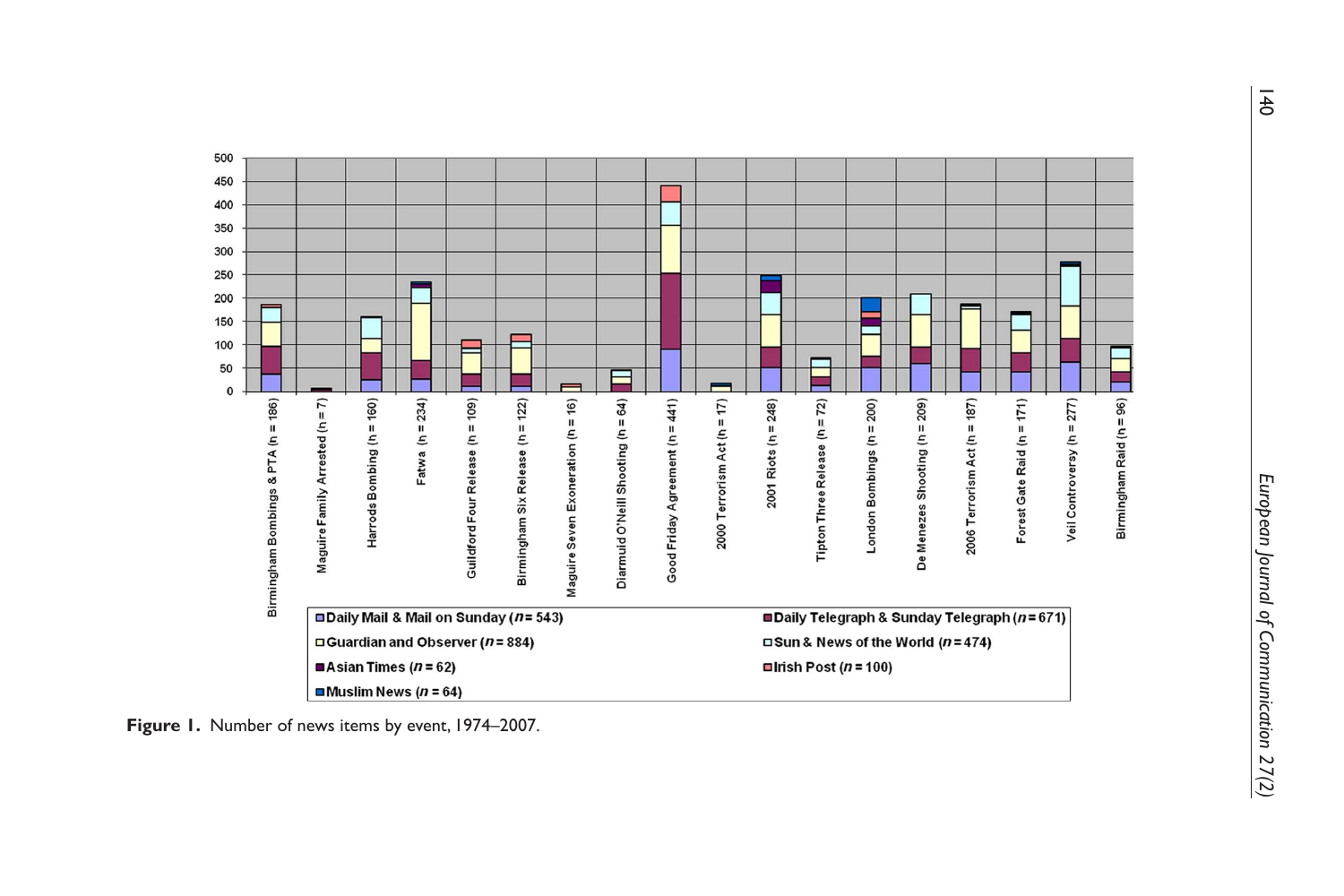Figure 1. Number of news items by event, 1974–2007.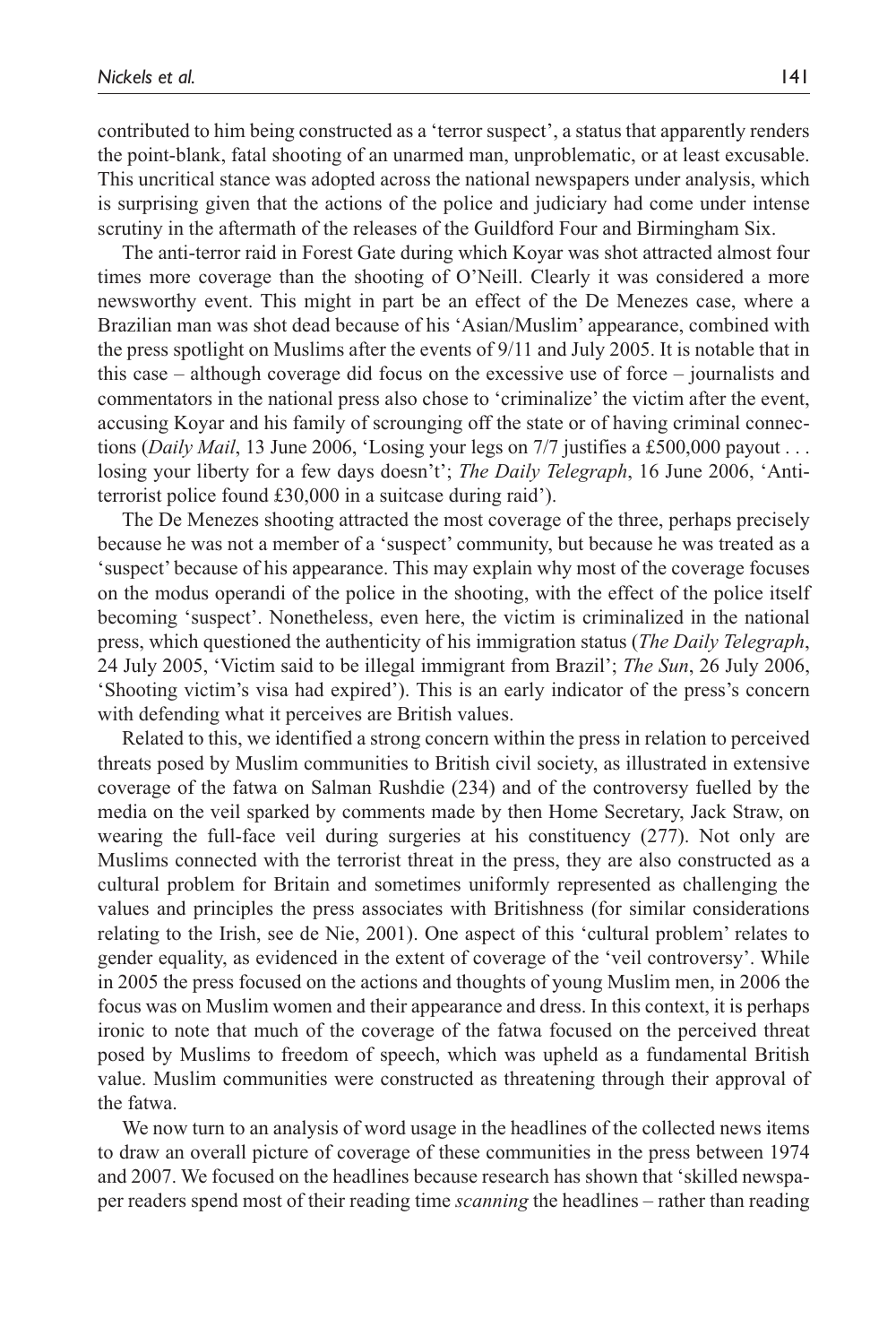contributed to him being constructed as a 'terror suspect', a status that apparently renders the point-blank, fatal shooting of an unarmed man, unproblematic, or at least excusable. This uncritical stance was adopted across the national newspapers under analysis, which is surprising given that the actions of the police and judiciary had come under intense scrutiny in the aftermath of the releases of the Guildford Four and Birmingham Six.

The anti-terror raid in Forest Gate during which Koyar was shot attracted almost four times more coverage than the shooting of O'Neill. Clearly it was considered a more newsworthy event. This might in part be an effect of the De Menezes case, where a Brazilian man was shot dead because of his 'Asian/Muslim' appearance, combined with the press spotlight on Muslims after the events of 9/11 and July 2005. It is notable that in this case – although coverage did focus on the excessive use of force – journalists and commentators in the national press also chose to 'criminalize' the victim after the event, accusing Koyar and his family of scrounging off the state or of having criminal connections (*Daily Mail*, 13 June 2006, 'Losing your legs on 7/7 justifies a £500,000 payout . . . losing your liberty for a few days doesn't'; *The Daily Telegraph*, 16 June 2006, 'Anti-terrorist police found £30,000 in a suitcase during raid').

The De Menezes shooting attracted the most coverage of the three, perhaps precisely because he was not a member of a 'suspect' community, but because he was treated as a 'suspect' because of his appearance. This may explain why most of the coverage focuses on the modus operandi of the police in the shooting, with the effect of the police itself becoming 'suspect'. Nonetheless, even here, the victim is criminalized in the national press, which questioned the authenticity of his immigration status (*The Daily Telegraph*, 24 July 2005, 'Victim said to be illegal immigrant from Brazil'; *The Sun*, 26 July 2006, 'Shooting victim's visa had expired'). This is an early indicator of the press's concern with defending what it perceives are British values.

Related to this, we identified a strong concern within the press in relation to perceived threats posed by Muslim communities to British civil society, as illustrated in extensive coverage of the fatwa on Salman Rushdie (234) and of the controversy fuelled by the media on the veil sparked by comments made by then Home Secretary, Jack Straw, on wearing the full-face veil during surgeries at his constituency (277). Not only are Muslims connected with the terrorist threat in the press, they are also constructed as a cultural problem for Britain and sometimes uniformly represented as challenging the values and principles the press associates with Britishness (for similar considerations relating to the Irish, see de Nie, 2001). One aspect of this 'cultural problem' relates to gender equality, as evidenced in the extent of coverage of the 'veil controversy'. While in 2005 the press focused on the actions and thoughts of young Muslim men, in 2006 the focus was on Muslim women and their appearance and dress. In this context, it is perhaps ironic to note that much of the coverage of the fatwa focused on the perceived threat posed by Muslims to freedom of speech, which was upheld as a fundamental British value. Muslim communities were constructed as threatening through their approval of the fatwa.

We now turn to an analysis of word usage in the headlines of the collected news items to draw an overall picture of coverage of these communities in the press between 1974 and 2007. We focused on the headlines because research has shown that 'skilled newspaper readers spend most of their reading time *scanning* the headlines – rather than reading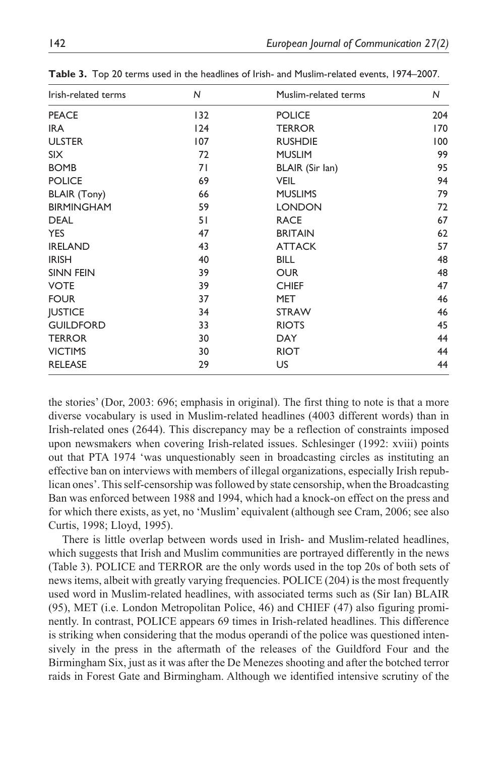**Table 3.** Top 20 terms used in the headlines of Irish- and Muslim-related events, 1974–2007.

| Irish-related terms | N | Muslim-related terms | N |
|---|---|---|---|
| PEACE | 132 | POLICE | 204 |
| IRA | 124 | TERROR | 170 |
| ULSTER | 107 | RUSHDIE | 100 |
| SIX | 72 | MUSLIM | 99 |
| BOMB | 71 | BLAIR (Sir Ian) | 95 |
| POLICE | 69 | VEIL | 94 |
| BLAIR (Tony) | 66 | MUSLIMS | 79 |
| BIRMINGHAM | 59 | LONDON | 72 |
| DEAL | 51 | RACE | 67 |
| YES | 47 | BRITAIN | 62 |
| IRELAND | 43 | ATTACK | 57 |
| IRISH | 40 | BILL | 48 |
| SINN FEIN | 39 | OUR | 48 |
| VOTE | 39 | CHIEF | 47 |
| FOUR | 37 | MET | 46 |
| JUSTICE | 34 | STRAW | 46 |
| GUILDFORD | 33 | RIOTS | 45 |
| TERROR | 30 | DAY | 44 |
| VICTIMS | 30 | RIOT | 44 |
| RELEASE | 29 | US | 44 |

the stories' (Dor, 2003: 696; emphasis in original). The first thing to note is that a more diverse vocabulary is used in Muslim-related headlines (4003 different words) than in Irish-related ones (2644). This discrepancy may be a reflection of constraints imposed upon newsmakers when covering Irish-related issues. Schlesinger (1992: xviii) points out that PTA 1974 'was unquestionably seen in broadcasting circles as instituting an effective ban on interviews with members of illegal organizations, especially Irish republican ones'. This self-censorship was followed by state censorship, when the Broadcasting Ban was enforced between 1988 and 1994, which had a knock-on effect on the press and for which there exists, as yet, no 'Muslim' equivalent (although see Cram, 2006; see also Curtis, 1998; Lloyd, 1995).

There is little overlap between words used in Irish- and Muslim-related headlines, which suggests that Irish and Muslim communities are portrayed differently in the news (Table 3). POLICE and TERROR are the only words used in the top 20s of both sets of news items, albeit with greatly varying frequencies. POLICE (204) is the most frequently used word in Muslim-related headlines, with associated terms such as (Sir Ian) BLAIR (95), MET (i.e. London Metropolitan Police, 46) and CHIEF (47) also figuring prominently. In contrast, POLICE appears 69 times in Irish-related headlines. This difference is striking when considering that the modus operandi of the police was questioned intensively in the press in the aftermath of the releases of the Guildford Four and the Birmingham Six, just as it was after the De Menezes shooting and after the botched terror raids in Forest Gate and Birmingham. Although we identified intensive scrutiny of the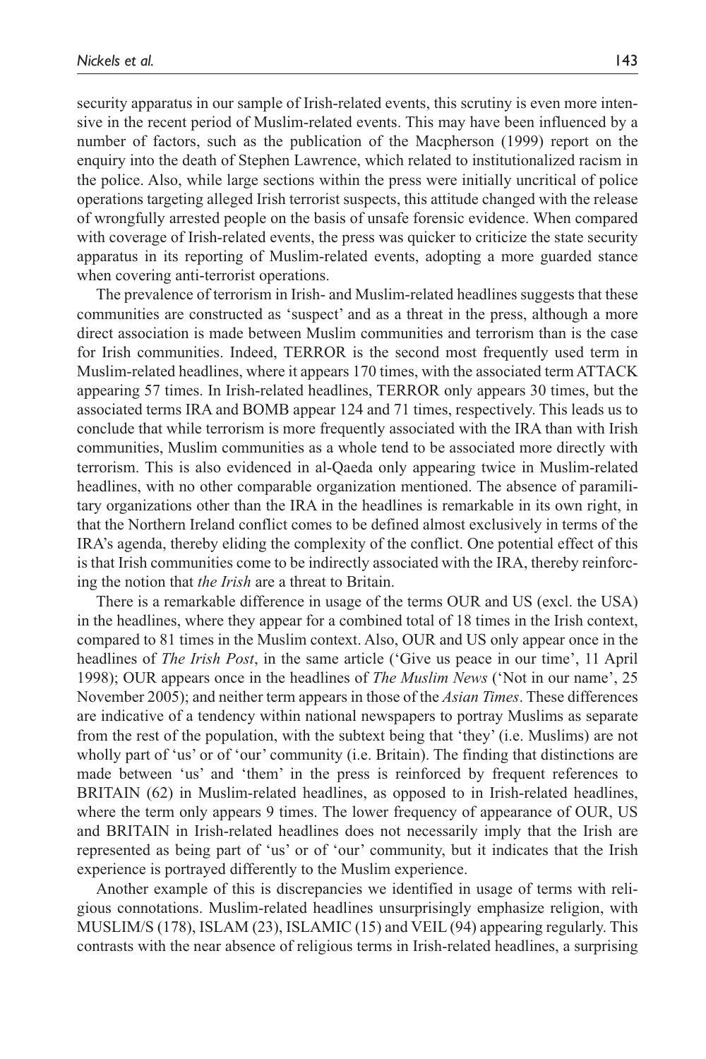security apparatus in our sample of Irish-related events, this scrutiny is even more intensive in the recent period of Muslim-related events. This may have been influenced by a number of factors, such as the publication of the Macpherson (1999) report on the enquiry into the death of Stephen Lawrence, which related to institutionalized racism in the police. Also, while large sections within the press were initially uncritical of police operations targeting alleged Irish terrorist suspects, this attitude changed with the release of wrongfully arrested people on the basis of unsafe forensic evidence. When compared with coverage of Irish-related events, the press was quicker to criticize the state security apparatus in its reporting of Muslim-related events, adopting a more guarded stance when covering anti-terrorist operations.

The prevalence of terrorism in Irish- and Muslim-related headlines suggests that these communities are constructed as 'suspect' and as a threat in the press, although a more direct association is made between Muslim communities and terrorism than is the case for Irish communities. Indeed, TERROR is the second most frequently used term in Muslim-related headlines, where it appears 170 times, with the associated term ATTACK appearing 57 times. In Irish-related headlines, TERROR only appears 30 times, but the associated terms IRA and BOMB appear 124 and 71 times, respectively. This leads us to conclude that while terrorism is more frequently associated with the IRA than with Irish communities, Muslim communities as a whole tend to be associated more directly with terrorism. This is also evidenced in al-Qaeda only appearing twice in Muslim-related headlines, with no other comparable organization mentioned. The absence of paramilitary organizations other than the IRA in the headlines is remarkable in its own right, in that the Northern Ireland conflict comes to be defined almost exclusively in terms of the IRA's agenda, thereby eliding the complexity of the conflict. One potential effect of this is that Irish communities come to be indirectly associated with the IRA, thereby reinforcing the notion that *the Irish* are a threat to Britain.

There is a remarkable difference in usage of the terms OUR and US (excl. the USA) in the headlines, where they appear for a combined total of 18 times in the Irish context, compared to 81 times in the Muslim context. Also, OUR and US only appear once in the headlines of *The Irish Post*, in the same article ('Give us peace in our time', 11 April 1998); OUR appears once in the headlines of *The Muslim News* ('Not in our name', 25 November 2005); and neither term appears in those of the *Asian Times*. These differences are indicative of a tendency within national newspapers to portray Muslims as separate from the rest of the population, with the subtext being that 'they' (i.e. Muslims) are not wholly part of 'us' or of 'our' community (i.e. Britain). The finding that distinctions are made between 'us' and 'them' in the press is reinforced by frequent references to BRITAIN (62) in Muslim-related headlines, as opposed to in Irish-related headlines, where the term only appears 9 times. The lower frequency of appearance of OUR, US and BRITAIN in Irish-related headlines does not necessarily imply that the Irish are represented as being part of 'us' or of 'our' community, but it indicates that the Irish experience is portrayed differently to the Muslim experience.

Another example of this is discrepancies we identified in usage of terms with religious connotations. Muslim-related headlines unsurprisingly emphasize religion, with MUSLIM/S (178), ISLAM (23), ISLAMIC (15) and VEIL (94) appearing regularly. This contrasts with the near absence of religious terms in Irish-related headlines, a surprising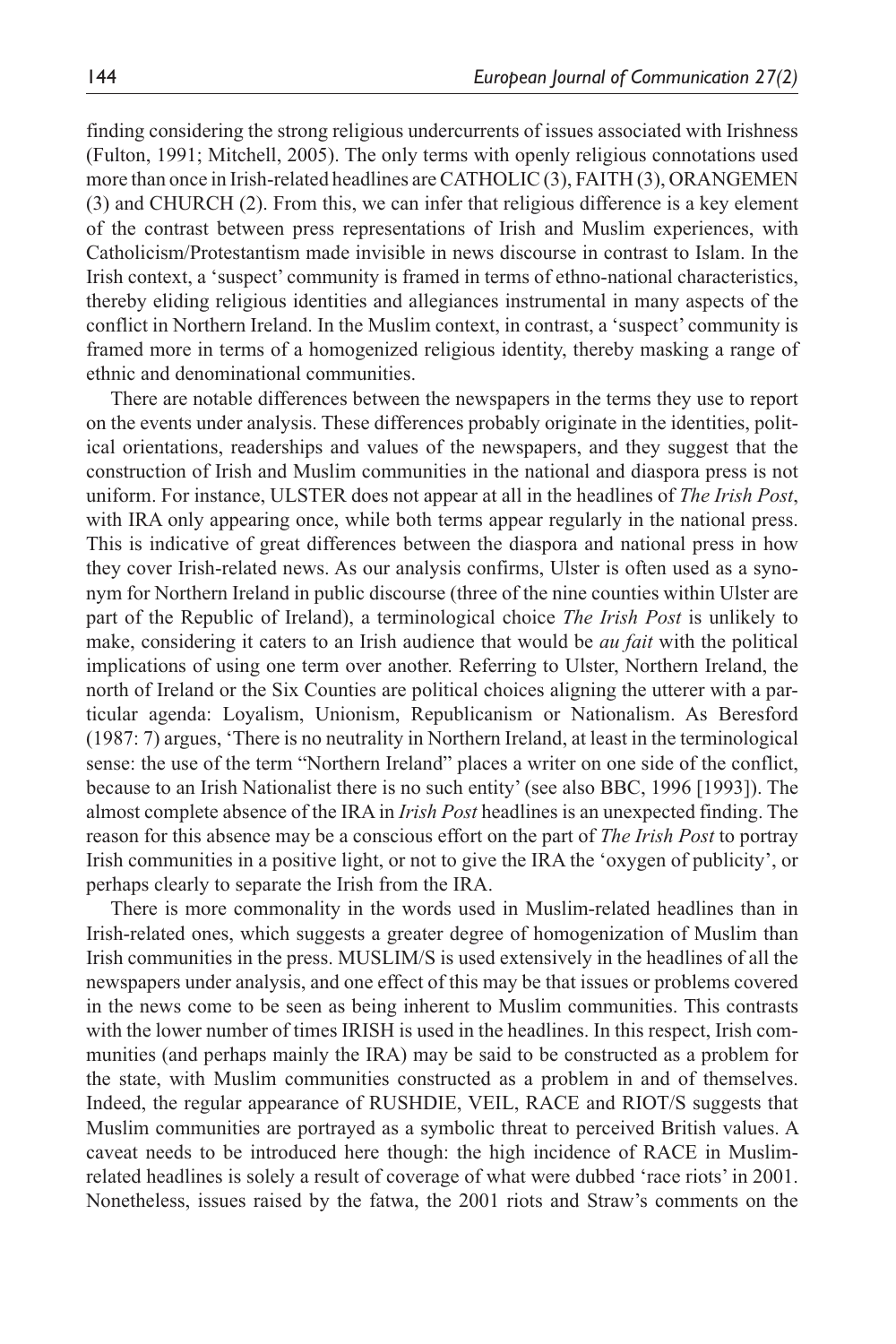finding considering the strong religious undercurrents of issues associated with Irishness (Fulton, 1991; Mitchell, 2005). The only terms with openly religious connotations used more than once in Irish-related headlines are CATHOLIC (3), FAITH (3), ORANGEMEN (3) and CHURCH (2). From this, we can infer that religious difference is a key element of the contrast between press representations of Irish and Muslim experiences, with Catholicism/Protestantism made invisible in news discourse in contrast to Islam. In the Irish context, a 'suspect' community is framed in terms of ethno-national characteristics, thereby eliding religious identities and allegiances instrumental in many aspects of the conflict in Northern Ireland. In the Muslim context, in contrast, a 'suspect' community is framed more in terms of a homogenized religious identity, thereby masking a range of ethnic and denominational communities.

There are notable differences between the newspapers in the terms they use to report on the events under analysis. These differences probably originate in the identities, political orientations, readerships and values of the newspapers, and they suggest that the construction of Irish and Muslim communities in the national and diaspora press is not uniform. For instance, ULSTER does not appear at all in the headlines of *The Irish Post*, with IRA only appearing once, while both terms appear regularly in the national press. This is indicative of great differences between the diaspora and national press in how they cover Irish-related news. As our analysis confirms, Ulster is often used as a synonym for Northern Ireland in public discourse (three of the nine counties within Ulster are part of the Republic of Ireland), a terminological choice *The Irish Post* is unlikely to make, considering it caters to an Irish audience that would be *au fait* with the political implications of using one term over another. Referring to Ulster, Northern Ireland, the north of Ireland or the Six Counties are political choices aligning the utterer with a particular agenda: Loyalism, Unionism, Republicanism or Nationalism. As Beresford (1987: 7) argues, 'There is no neutrality in Northern Ireland, at least in the terminological sense: the use of the term "Northern Ireland" places a writer on one side of the conflict, because to an Irish Nationalist there is no such entity' (see also BBC, 1996 [1993]). The almost complete absence of the IRA in *Irish Post* headlines is an unexpected finding. The reason for this absence may be a conscious effort on the part of *The Irish Post* to portray Irish communities in a positive light, or not to give the IRA the 'oxygen of publicity', or perhaps clearly to separate the Irish from the IRA.

There is more commonality in the words used in Muslim-related headlines than in Irish-related ones, which suggests a greater degree of homogenization of Muslim than Irish communities in the press. MUSLIM/S is used extensively in the headlines of all the newspapers under analysis, and one effect of this may be that issues or problems covered in the news come to be seen as being inherent to Muslim communities. This contrasts with the lower number of times IRISH is used in the headlines. In this respect, Irish communities (and perhaps mainly the IRA) may be said to be constructed as a problem for the state, with Muslim communities constructed as a problem in and of themselves. Indeed, the regular appearance of RUSHDIE, VEIL, RACE and RIOT/S suggests that Muslim communities are portrayed as a symbolic threat to perceived British values. A caveat needs to be introduced here though: the high incidence of RACE in Muslim-related headlines is solely a result of coverage of what were dubbed 'race riots' in 2001. Nonetheless, issues raised by the fatwa, the 2001 riots and Straw's comments on the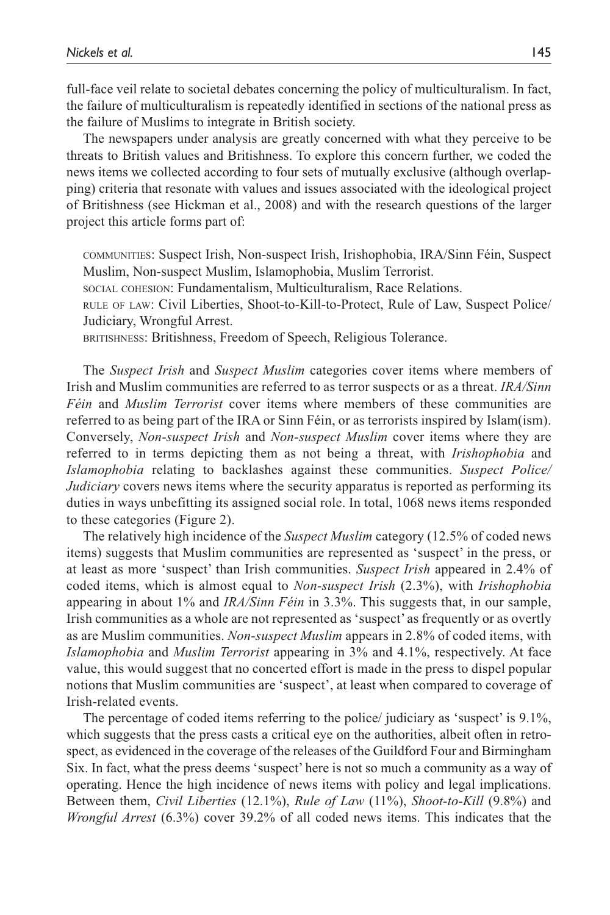full-face veil relate to societal debates concerning the policy of multiculturalism. In fact, the failure of multiculturalism is repeatedly identified in sections of the national press as the failure of Muslims to integrate in British society.

The newspapers under analysis are greatly concerned with what they perceive to be threats to British values and Britishness. To explore this concern further, we coded the news items we collected according to four sets of mutually exclusive (although overlapping) criteria that resonate with values and issues associated with the ideological project of Britishness (see Hickman et al., 2008) and with the research questions of the larger project this article forms part of:

> COMMUNITIES: Suspect Irish, Non-suspect Irish, Irishophobia, IRA/Sinn Féin, Suspect Muslim, Non-suspect Muslim, Islamophobia, Muslim Terrorist.
> SOCIAL COHESION: Fundamentalism, Multiculturalism, Race Relations.
> RULE OF LAW: Civil Liberties, Shoot-to-Kill-to-Protect, Rule of Law, Suspect Police/ Judiciary, Wrongful Arrest.
> BRITISHNESS: Britishness, Freedom of Speech, Religious Tolerance.

The *Suspect Irish* and *Suspect Muslim* categories cover items where members of Irish and Muslim communities are referred to as terror suspects or as a threat. *IRA/Sinn Féin* and *Muslim Terrorist* cover items where members of these communities are referred to as being part of the IRA or Sinn Féin, or as terrorists inspired by Islam(ism). Conversely, *Non-suspect Irish* and *Non-suspect Muslim* cover items where they are referred to in terms depicting them as not being a threat, with *Irishophobia* and *Islamophobia* relating to backlashes against these communities. *Suspect Police/ Judiciary* covers news items where the security apparatus is reported as performing its duties in ways unbefitting its assigned social role. In total, 1068 news items responded to these categories (Figure 2).

The relatively high incidence of the *Suspect Muslim* category (12.5% of coded news items) suggests that Muslim communities are represented as 'suspect' in the press, or at least as more 'suspect' than Irish communities. *Suspect Irish* appeared in 2.4% of coded items, which is almost equal to *Non-suspect Irish* (2.3%), with *Irishophobia* appearing in about 1% and *IRA/Sinn Féin* in 3.3%. This suggests that, in our sample, Irish communities as a whole are not represented as 'suspect' as frequently or as overtly as are Muslim communities. *Non-suspect Muslim* appears in 2.8% of coded items, with *Islamophobia* and *Muslim Terrorist* appearing in 3% and 4.1%, respectively. At face value, this would suggest that no concerted effort is made in the press to dispel popular notions that Muslim communities are 'suspect', at least when compared to coverage of Irish-related events.

The percentage of coded items referring to the police/ judiciary as 'suspect' is 9.1%, which suggests that the press casts a critical eye on the authorities, albeit often in retrospect, as evidenced in the coverage of the releases of the Guildford Four and Birmingham Six. In fact, what the press deems 'suspect' here is not so much a community as a way of operating. Hence the high incidence of news items with policy and legal implications. Between them, *Civil Liberties* (12.1%), *Rule of Law* (11%), *Shoot-to-Kill* (9.8%) and *Wrongful Arrest* (6.3%) cover 39.2% of all coded news items. This indicates that the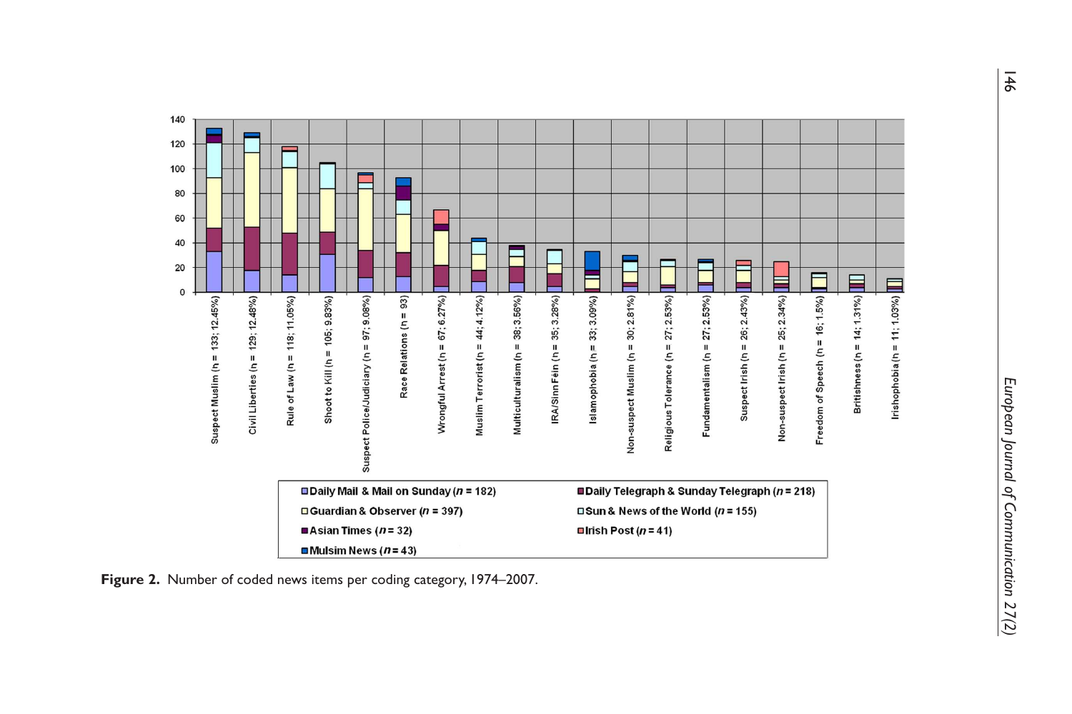Figure 2. Number of coded news items per coding category, 1974–2007.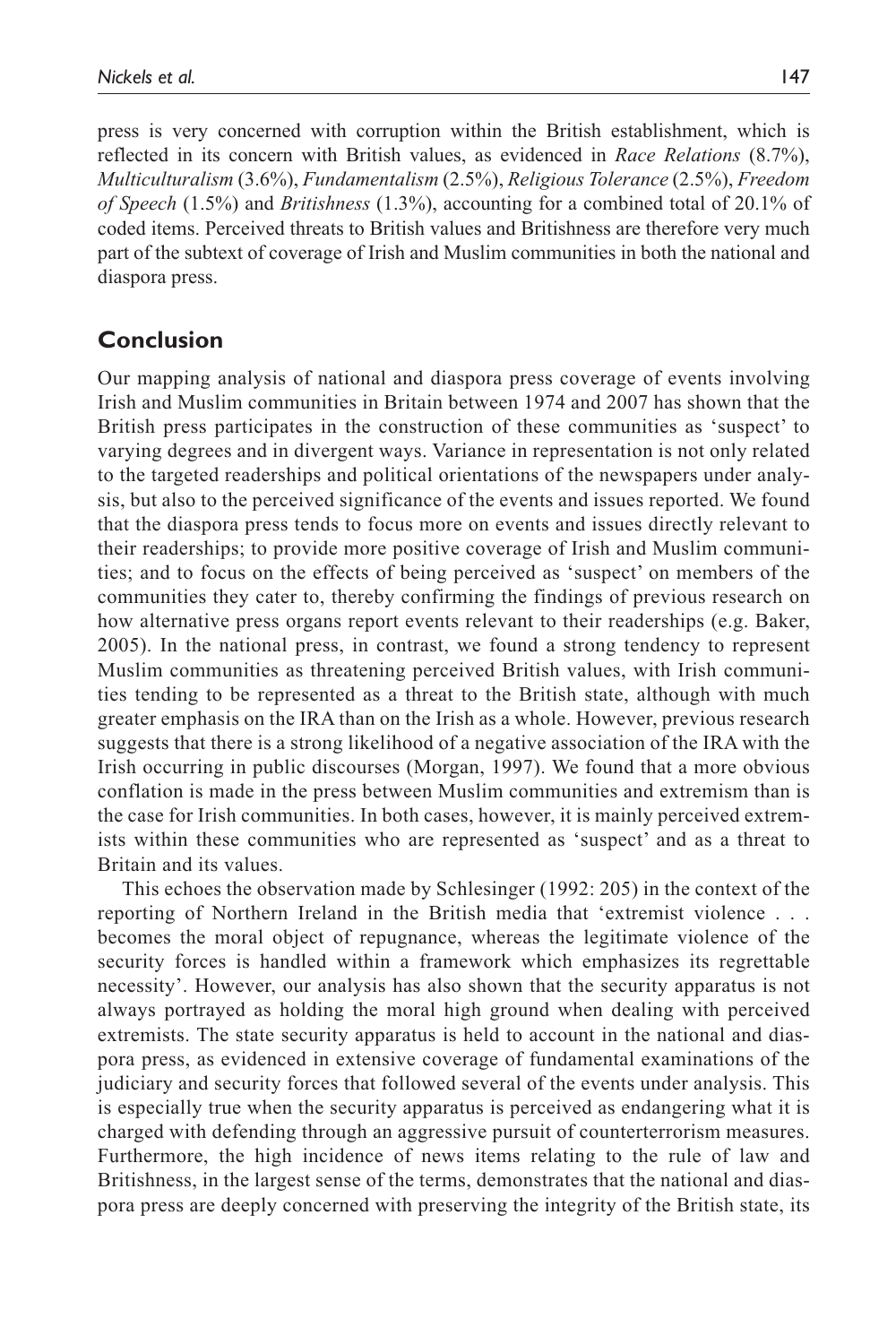press is very concerned with corruption within the British establishment, which is reflected in its concern with British values, as evidenced in *Race Relations* (8.7%), *Multiculturalism* (3.6%), *Fundamentalism* (2.5%), *Religious Tolerance* (2.5%), *Freedom of Speech* (1.5%) and *Britishness* (1.3%), accounting for a combined total of 20.1% of coded items. Perceived threats to British values and Britishness are therefore very much part of the subtext of coverage of Irish and Muslim communities in both the national and diaspora press.

## Conclusion

Our mapping analysis of national and diaspora press coverage of events involving Irish and Muslim communities in Britain between 1974 and 2007 has shown that the British press participates in the construction of these communities as 'suspect' to varying degrees and in divergent ways. Variance in representation is not only related to the targeted readerships and political orientations of the newspapers under analysis, but also to the perceived significance of the events and issues reported. We found that the diaspora press tends to focus more on events and issues directly relevant to their readerships; to provide more positive coverage of Irish and Muslim communities; and to focus on the effects of being perceived as 'suspect' on members of the communities they cater to, thereby confirming the findings of previous research on how alternative press organs report events relevant to their readerships (e.g. Baker, 2005). In the national press, in contrast, we found a strong tendency to represent Muslim communities as threatening perceived British values, with Irish communities tending to be represented as a threat to the British state, although with much greater emphasis on the IRA than on the Irish as a whole. However, previous research suggests that there is a strong likelihood of a negative association of the IRA with the Irish occurring in public discourses (Morgan, 1997). We found that a more obvious conflation is made in the press between Muslim communities and extremism than is the case for Irish communities. In both cases, however, it is mainly perceived extremists within these communities who are represented as 'suspect' and as a threat to Britain and its values.

This echoes the observation made by Schlesinger (1992: 205) in the context of the reporting of Northern Ireland in the British media that 'extremist violence . . . becomes the moral object of repugnance, whereas the legitimate violence of the security forces is handled within a framework which emphasizes its regrettable necessity'. However, our analysis has also shown that the security apparatus is not always portrayed as holding the moral high ground when dealing with perceived extremists. The state security apparatus is held to account in the national and diaspora press, as evidenced in extensive coverage of fundamental examinations of the judiciary and security forces that followed several of the events under analysis. This is especially true when the security apparatus is perceived as endangering what it is charged with defending through an aggressive pursuit of counterterrorism measures. Furthermore, the high incidence of news items relating to the rule of law and Britishness, in the largest sense of the terms, demonstrates that the national and diaspora press are deeply concerned with preserving the integrity of the British state, its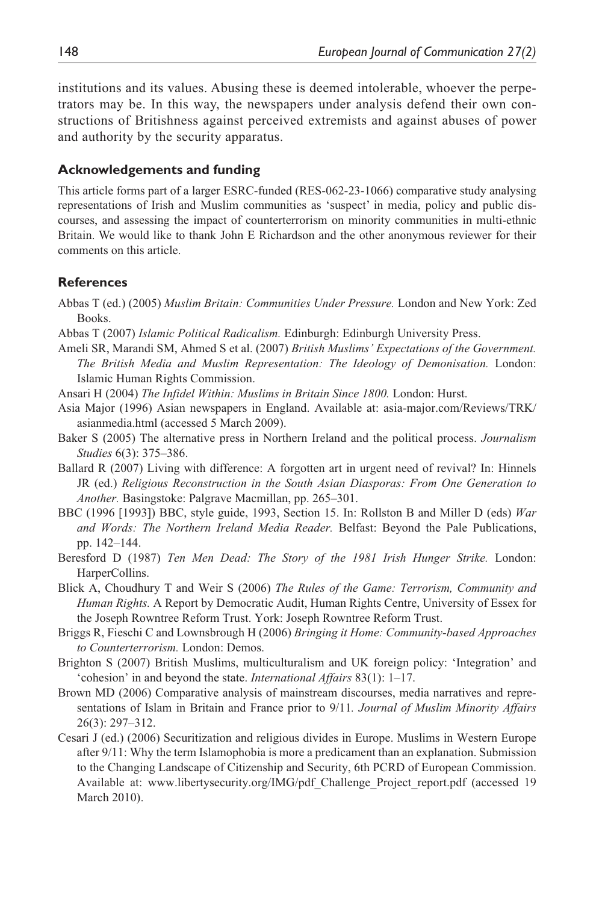institutions and its values. Abusing these is deemed intolerable, whoever the perpetrators may be. In this way, the newspapers under analysis defend their own constructions of Britishness against perceived extremists and against abuses of power and authority by the security apparatus.

## Acknowledgements and funding

This article forms part of a larger ESRC-funded (RES-062-23-1066) comparative study analysing representations of Irish and Muslim communities as 'suspect' in media, policy and public discourses, and assessing the impact of counterterrorism on minority communities in multi-ethnic Britain. We would like to thank John E Richardson and the other anonymous reviewer for their comments on this article.

## References

Abbas T (ed.) (2005) *Muslim Britain: Communities Under Pressure.* London and New York: Zed Books.

Abbas T (2007) *Islamic Political Radicalism.* Edinburgh: Edinburgh University Press.

Ameli SR, Marandi SM, Ahmed S et al. (2007) *British Muslims' Expectations of the Government. The British Media and Muslim Representation: The Ideology of Demonisation.* London: Islamic Human Rights Commission.

Ansari H (2004) *The Infidel Within: Muslims in Britain Since 1800.* London: Hurst.

Asia Major (1996) Asian newspapers in England. Available at: asia-major.com/Reviews/TRK/asianmedia.html (accessed 5 March 2009).

Baker S (2005) The alternative press in Northern Ireland and the political process. *Journalism Studies* 6(3): 375–386.

Ballard R (2007) Living with difference: A forgotten art in urgent need of revival? In: Hinnels JR (ed.) *Religious Reconstruction in the South Asian Diasporas: From One Generation to Another.* Basingstoke: Palgrave Macmillan, pp. 265–301.

BBC (1996 [1993]) BBC, style guide, 1993, Section 15. In: Rollston B and Miller D (eds) *War and Words: The Northern Ireland Media Reader.* Belfast: Beyond the Pale Publications, pp. 142–144.

Beresford D (1987) *Ten Men Dead: The Story of the 1981 Irish Hunger Strike.* London: HarperCollins.

Blick A, Choudhury T and Weir S (2006) *The Rules of the Game: Terrorism, Community and Human Rights.* A Report by Democratic Audit, Human Rights Centre, University of Essex for the Joseph Rowntree Reform Trust. York: Joseph Rowntree Reform Trust.

Briggs R, Fieschi C and Lownsbrough H (2006) *Bringing it Home: Community-based Approaches to Counterterrorism.* London: Demos.

Brighton S (2007) British Muslims, multiculturalism and UK foreign policy: 'Integration' and 'cohesion' in and beyond the state. *International Affairs* 83(1): 1–17.

Brown MD (2006) Comparative analysis of mainstream discourses, media narratives and representations of Islam in Britain and France prior to 9/11*. Journal of Muslim Minority Affairs* 26(3): 297–312.

Cesari J (ed.) (2006) Securitization and religious divides in Europe. Muslims in Western Europe after 9/11: Why the term Islamophobia is more a predicament than an explanation. Submission to the Changing Landscape of Citizenship and Security, 6th PCRD of European Commission. Available at: www.libertysecurity.org/IMG/pdf_Challenge_Project_report.pdf (accessed 19 March 2010).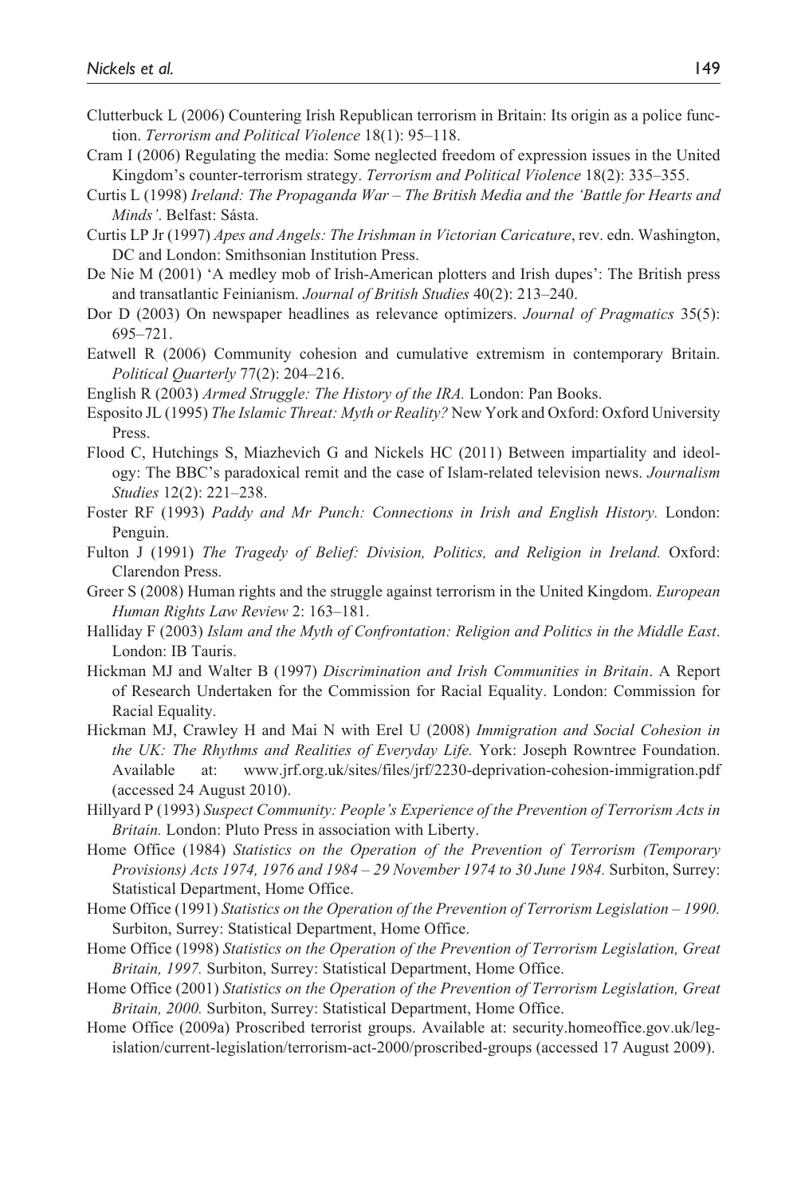Clutterbuck L (2006) Countering Irish Republican terrorism in Britain: Its origin as a police function. *Terrorism and Political Violence* 18(1): 95–118.

Cram I (2006) Regulating the media: Some neglected freedom of expression issues in the United Kingdom's counter-terrorism strategy. *Terrorism and Political Violence* 18(2): 335–355.

Curtis L (1998) *Ireland: The Propaganda War – The British Media and the 'Battle for Hearts and Minds'*. Belfast: Sásta.

Curtis LP Jr (1997) *Apes and Angels: The Irishman in Victorian Caricature*, rev. edn. Washington, DC and London: Smithsonian Institution Press.

De Nie M (2001) 'A medley mob of Irish-American plotters and Irish dupes': The British press and transatlantic Feinianism. *Journal of British Studies* 40(2): 213–240.

Dor D (2003) On newspaper headlines as relevance optimizers. *Journal of Pragmatics* 35(5): 695–721.

Eatwell R (2006) Community cohesion and cumulative extremism in contemporary Britain. *Political Quarterly* 77(2): 204–216.

English R (2003) *Armed Struggle: The History of the IRA.* London: Pan Books.

Esposito JL (1995) *The Islamic Threat: Myth or Reality?* New York and Oxford: Oxford University Press.

Flood C, Hutchings S, Miazhevich G and Nickels HC (2011) Between impartiality and ideology: The BBC's paradoxical remit and the case of Islam-related television news. *Journalism Studies* 12(2): 221–238.

Foster RF (1993) *Paddy and Mr Punch: Connections in Irish and English History.* London: Penguin.

Fulton J (1991) *The Tragedy of Belief: Division, Politics, and Religion in Ireland.* Oxford: Clarendon Press.

Greer S (2008) Human rights and the struggle against terrorism in the United Kingdom. *European Human Rights Law Review* 2: 163–181.

Halliday F (2003) *Islam and the Myth of Confrontation: Religion and Politics in the Middle East*. London: IB Tauris.

Hickman MJ and Walter B (1997) *Discrimination and Irish Communities in Britain*. A Report of Research Undertaken for the Commission for Racial Equality. London: Commission for Racial Equality.

Hickman MJ, Crawley H and Mai N with Erel U (2008) *Immigration and Social Cohesion in the UK: The Rhythms and Realities of Everyday Life.* York: Joseph Rowntree Foundation. Available at: www.jrf.org.uk/sites/files/jrf/2230-deprivation-cohesion-immigration.pdf (accessed 24 August 2010).

Hillyard P (1993) *Suspect Community: People's Experience of the Prevention of Terrorism Acts in Britain.* London: Pluto Press in association with Liberty.

Home Office (1984) *Statistics on the Operation of the Prevention of Terrorism (Temporary Provisions) Acts 1974, 1976 and 1984 – 29 November 1974 to 30 June 1984.* Surbiton, Surrey: Statistical Department, Home Office.

Home Office (1991) *Statistics on the Operation of the Prevention of Terrorism Legislation – 1990.* Surbiton, Surrey: Statistical Department, Home Office.

Home Office (1998) *Statistics on the Operation of the Prevention of Terrorism Legislation, Great Britain, 1997.* Surbiton, Surrey: Statistical Department, Home Office.

Home Office (2001) *Statistics on the Operation of the Prevention of Terrorism Legislation, Great Britain, 2000.* Surbiton, Surrey: Statistical Department, Home Office.

Home Office (2009a) Proscribed terrorist groups. Available at: security.homeoffice.gov.uk/legislation/current-legislation/terrorism-act-2000/proscribed-groups (accessed 17 August 2009).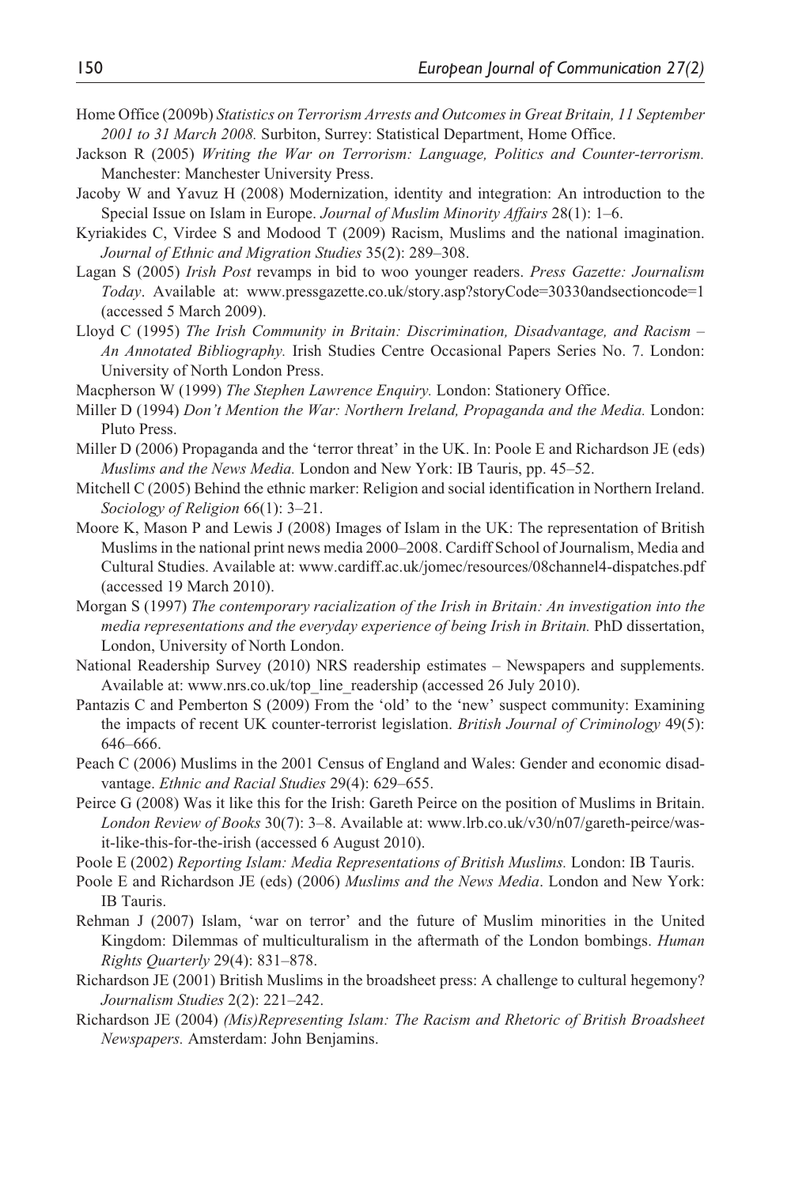Home Office (2009b) *Statistics on Terrorism Arrests and Outcomes in Great Britain, 11 September 2001 to 31 March 2008.* Surbiton, Surrey: Statistical Department, Home Office.

Jackson R (2005) *Writing the War on Terrorism: Language, Politics and Counter-terrorism.* Manchester: Manchester University Press.

Jacoby W and Yavuz H (2008) Modernization, identity and integration: An introduction to the Special Issue on Islam in Europe. *Journal of Muslim Minority Affairs* 28(1): 1–6.

Kyriakides C, Virdee S and Modood T (2009) Racism, Muslims and the national imagination. *Journal of Ethnic and Migration Studies* 35(2): 289–308.

Lagan S (2005) *Irish Post* revamps in bid to woo younger readers. *Press Gazette: Journalism Today*. Available at: www.pressgazette.co.uk/story.asp?storyCode=30330andsectioncode=1 (accessed 5 March 2009).

Lloyd C (1995) *The Irish Community in Britain: Discrimination, Disadvantage, and Racism – An Annotated Bibliography.* Irish Studies Centre Occasional Papers Series No. 7. London: University of North London Press.

Macpherson W (1999) *The Stephen Lawrence Enquiry.* London: Stationery Office.

Miller D (1994) *Don't Mention the War: Northern Ireland, Propaganda and the Media.* London: Pluto Press.

Miller D (2006) Propaganda and the 'terror threat' in the UK. In: Poole E and Richardson JE (eds) *Muslims and the News Media.* London and New York: IB Tauris, pp. 45–52.

Mitchell C (2005) Behind the ethnic marker: Religion and social identification in Northern Ireland. *Sociology of Religion* 66(1): 3–21.

Moore K, Mason P and Lewis J (2008) Images of Islam in the UK: The representation of British Muslims in the national print news media 2000–2008. Cardiff School of Journalism, Media and Cultural Studies. Available at: www.cardiff.ac.uk/jomec/resources/08channel4-dispatches.pdf (accessed 19 March 2010).

Morgan S (1997) *The contemporary racialization of the Irish in Britain: An investigation into the media representations and the everyday experience of being Irish in Britain.* PhD dissertation, London, University of North London.

National Readership Survey (2010) NRS readership estimates – Newspapers and supplements. Available at: www.nrs.co.uk/top_line_readership (accessed 26 July 2010).

Pantazis C and Pemberton S (2009) From the 'old' to the 'new' suspect community: Examining the impacts of recent UK counter-terrorist legislation. *British Journal of Criminology* 49(5): 646–666.

Peach C (2006) Muslims in the 2001 Census of England and Wales: Gender and economic disadvantage. *Ethnic and Racial Studies* 29(4): 629–655.

Peirce G (2008) Was it like this for the Irish: Gareth Peirce on the position of Muslims in Britain. *London Review of Books* 30(7): 3–8. Available at: www.lrb.co.uk/v30/n07/gareth-peirce/was-it-like-this-for-the-irish (accessed 6 August 2010).

Poole E (2002) *Reporting Islam: Media Representations of British Muslims.* London: IB Tauris.

Poole E and Richardson JE (eds) (2006) *Muslims and the News Media*. London and New York: IB Tauris.

Rehman J (2007) Islam, 'war on terror' and the future of Muslim minorities in the United Kingdom: Dilemmas of multiculturalism in the aftermath of the London bombings. *Human Rights Quarterly* 29(4): 831–878.

Richardson JE (2001) British Muslims in the broadsheet press: A challenge to cultural hegemony? *Journalism Studies* 2(2): 221–242.

Richardson JE (2004) *(Mis)Representing Islam: The Racism and Rhetoric of British Broadsheet Newspapers.* Amsterdam: John Benjamins.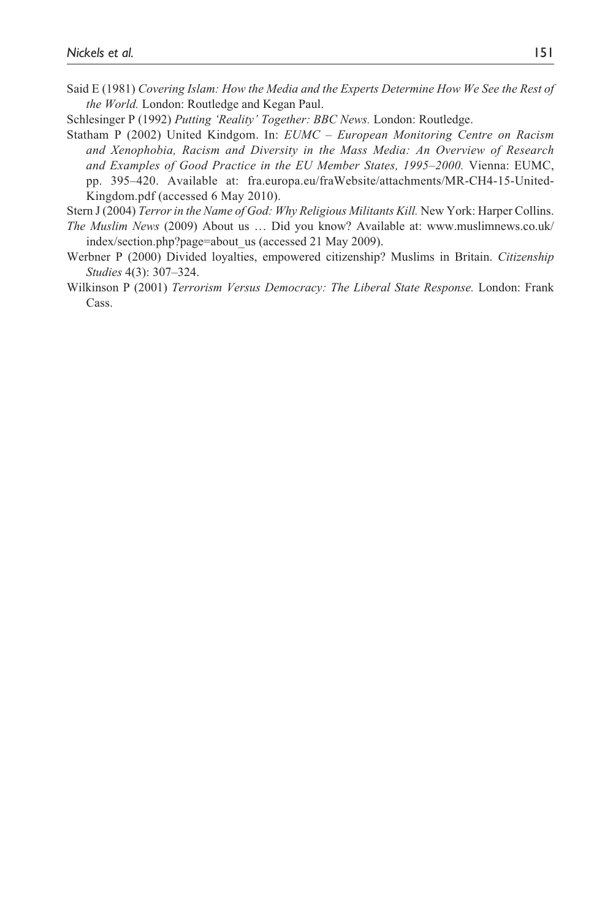Said E (1981) *Covering Islam: How the Media and the Experts Determine How We See the Rest of the World.* London: Routledge and Kegan Paul.

Schlesinger P (1992) *Putting 'Reality' Together: BBC News.* London: Routledge.

Statham P (2002) United Kindgom. In: *EUMC – European Monitoring Centre on Racism and Xenophobia, Racism and Diversity in the Mass Media: An Overview of Research and Examples of Good Practice in the EU Member States, 1995–2000.* Vienna: EUMC, pp. 395–420. Available at: fra.europa.eu/fraWebsite/attachments/MR-CH4-15-United-Kingdom.pdf (accessed 6 May 2010).

Stern J (2004) *Terror in the Name of God: Why Religious Militants Kill.* New York: Harper Collins.

*The Muslim News* (2009) About us … Did you know? Available at: www.muslimnews.co.uk/index/section.php?page=about_us (accessed 21 May 2009).

Werbner P (2000) Divided loyalties, empowered citizenship? Muslims in Britain. *Citizenship Studies* 4(3): 307–324.

Wilkinson P (2001) *Terrorism Versus Democracy: The Liberal State Response.* London: Frank Cass.